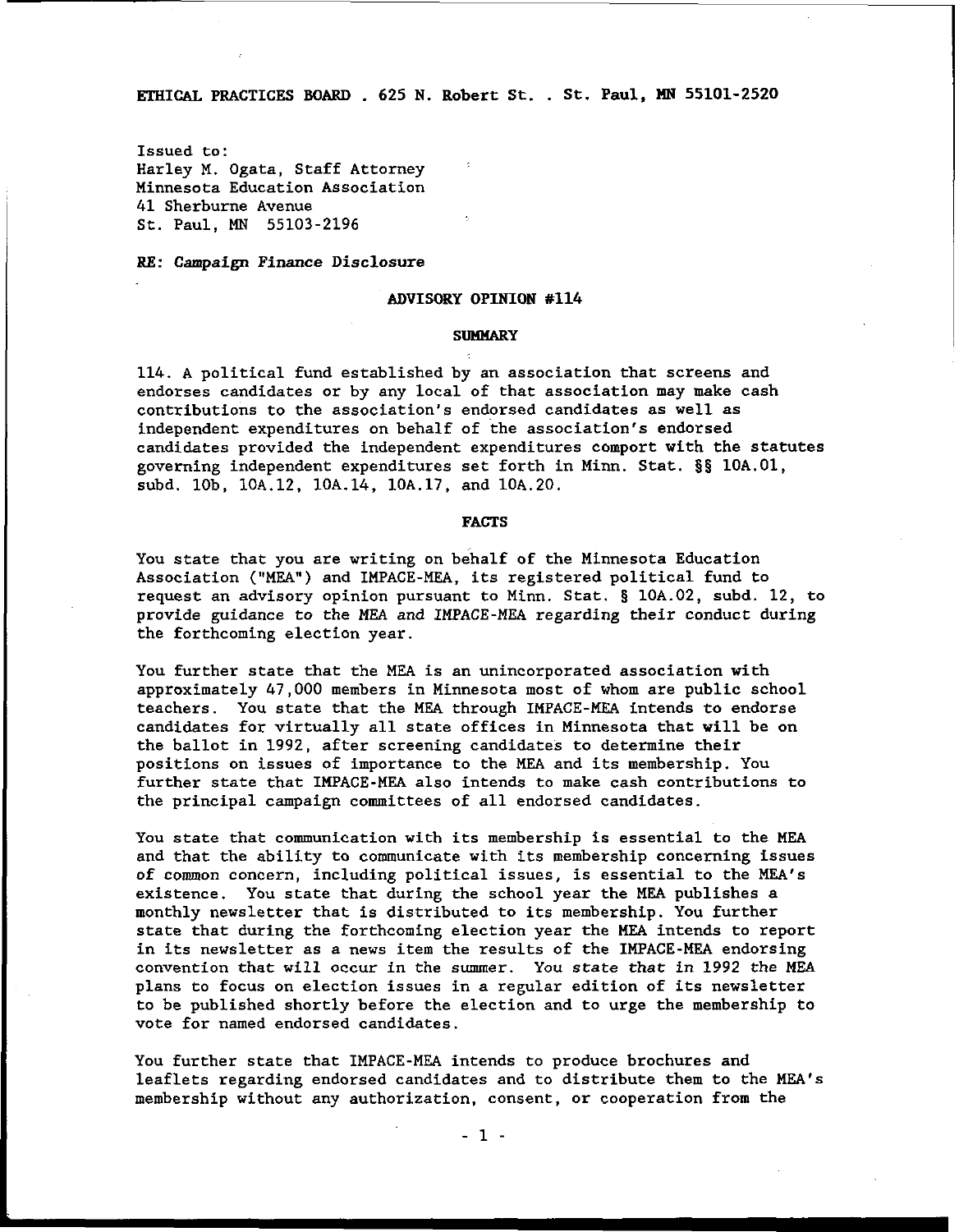ETHICAL PRACTICES BOARD . 625 N. Robert St. . St. Paul, MN 55101-2520

Issued to:
Harley M. Ogata, Staff Attorney
Minnesota Education Association
41 Sherburne Avenue
St. Paul, MN 55103-2196

*RE: Campaign Finance Disclosure*

## ADVISORY OPINION #114

### SUMMARY

114. A political fund established by an association that screens and endorses candidates or by any local of that association may make cash contributions to the association's endorsed candidates as well as independent expenditures on behalf of the association's endorsed candidates provided the independent expenditures comport with the statutes governing independent expenditures set forth in Minn. Stat. §§ 10A.01, subd. 10b, 10A.12, 10A.14, 10A.17, and 10A.20.

### FACTS

You state that you are writing on behalf of the Minnesota Education Association ("MEA") and IMPACE-MEA, its registered political fund to request an advisory opinion pursuant to Minn. Stat. § 10A.02, subd. 12, to provide guidance to the MEA and IMPACE-MEA regarding their conduct during the forthcoming election year.

You further state that the MEA is an unincorporated association with approximately 47,000 members in Minnesota most of whom are public school teachers. You state that the MEA through IMPACE-MEA intends to endorse candidates for virtually all state offices in Minnesota that will be on the ballot in 1992, after screening candidates to determine their positions on issues of importance to the MEA and its membership. You further state that IMPACE-MEA also intends to make cash contributions to the principal campaign committees of all endorsed candidates.

You state that communication with its membership is essential to the MEA and that the ability to communicate with its membership concerning issues of common concern, including political issues, is essential to the MEA's existence. You state that during the school year the MEA publishes a monthly newsletter that is distributed to its membership. You further state that during the forthcoming election year the MEA intends to report in its newsletter as a news item the results of the IMPACE-MEA endorsing convention that will occur in the summer. You state that in 1992 the MEA plans to focus on election issues in a regular edition of its newsletter to be published shortly before the election and to urge the membership to vote for named endorsed candidates.

You further state that IMPACE-MEA intends to produce brochures and leaflets regarding endorsed candidates and to distribute them to the MEA's membership without any authorization, consent, or cooperation from the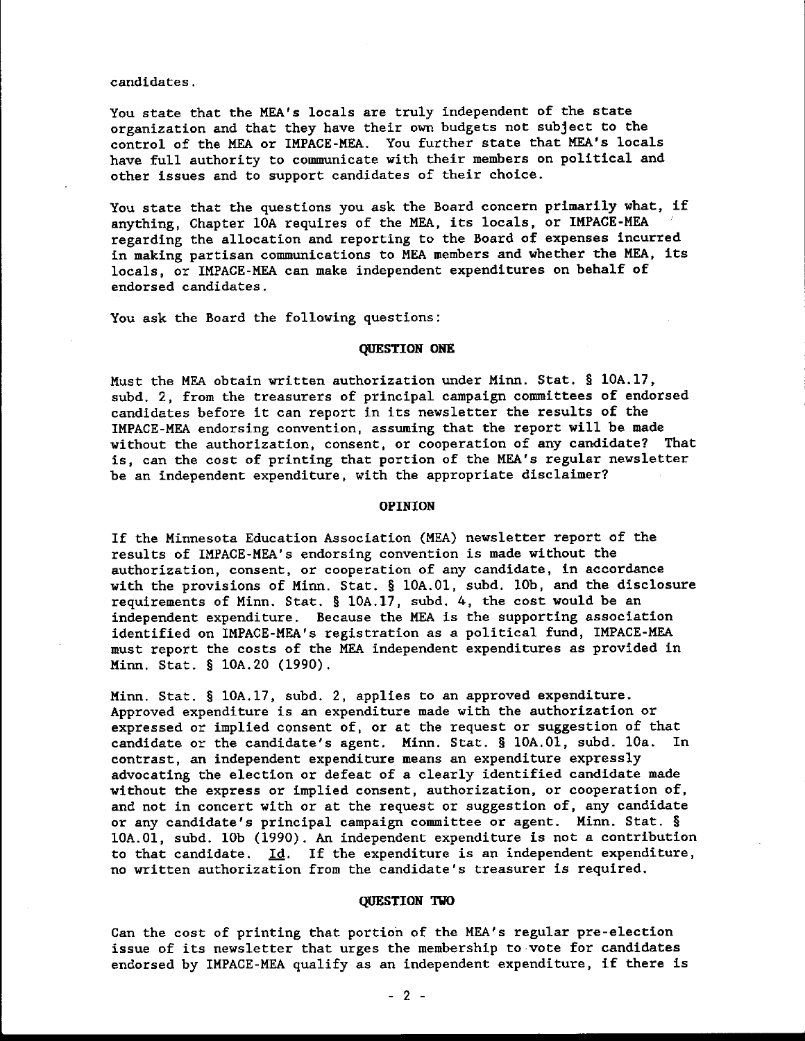candidates.

You state that the MEA's locals are truly independent of the state organization and that they have their own budgets not subject to the control of the MEA or IMPACE-MEA. You further state that MEA's locals have full authority to communicate with their members on political and other issues and to support candidates of their choice.

You state that the questions you ask the Board concern primarily what, if anything, Chapter 10A requires of the MEA, its locals, or IMPACE-MEA regarding the allocation and reporting to the Board of expenses incurred in making partisan communications to MEA members and whether the MEA, its locals, or IMPACE-MEA can make independent expenditures on behalf of endorsed candidates.

You ask the Board the following questions:

**QUESTION ONE**

Must the MEA obtain written authorization under Minn. Stat. § 10A.17, subd. 2, from the treasurers of principal campaign committees of endorsed candidates before it can report in its newsletter the results of the IMPACE-MEA endorsing convention, assuming that the report will be made without the authorization, consent, or cooperation of any candidate? That is, can the cost of printing that portion of the MEA's regular newsletter be an independent expenditure, with the appropriate disclaimer?

**OPINION**

If the Minnesota Education Association (MEA) newsletter report of the results of IMPACE-MEA's endorsing convention is made without the authorization, consent, or cooperation of any candidate, in accordance with the provisions of Minn. Stat. § 10A.01, subd. 10b, and the disclosure requirements of Minn. Stat. § 10A.17, subd. 4, the cost would be an independent expenditure. Because the MEA is the supporting association identified on IMPACE-MEA's registration as a political fund, IMPACE-MEA must report the costs of the MEA independent expenditures as provided in Minn. Stat. § 10A.20 (1990).

Minn. Stat. § 10A.17, subd. 2, applies to an approved expenditure. Approved expenditure is an expenditure made with the authorization or expressed or implied consent of, or at the request or suggestion of that candidate or the candidate's agent. Minn. Stat. § 10A.01, subd. 10a. In contrast, an independent expenditure means an expenditure expressly advocating the election or defeat of a clearly identified candidate made without the express or implied consent, authorization, or cooperation of, and not in concert with or at the request or suggestion of, any candidate or any candidate's principal campaign committee or agent. Minn. Stat. § 10A.01, subd. 10b (1990). An independent expenditure is not a contribution to that candidate. Id. If the expenditure is an independent expenditure, no written authorization from the candidate's treasurer is required.

**QUESTION TWO**

Can the cost of printing that portion of the MEA's regular pre-election issue of its newsletter that urges the membership to vote for candidates endorsed by IMPACE-MEA qualify as an independent expenditure, if there is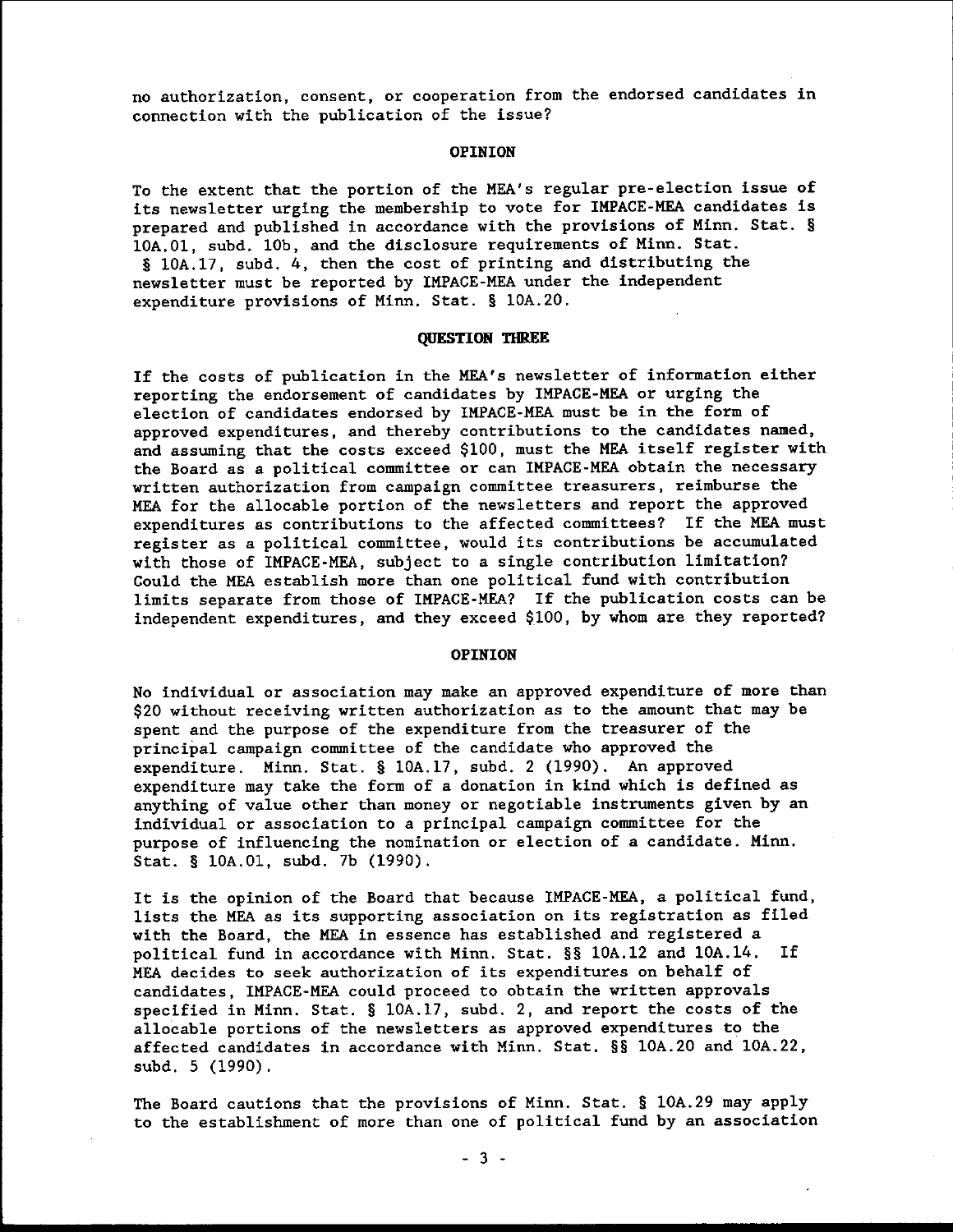no authorization, consent, or cooperation from the endorsed candidates in connection with the publication of the issue?

## OPINION

To the extent that the portion of the MEA's regular pre-election issue of its newsletter urging the membership to vote for IMPACE-MEA candidates is prepared and published in accordance with the provisions of Minn. Stat. § 10A.01, subd. 10b, and the disclosure requirements of Minn. Stat. § 10A.17, subd. 4, then the cost of printing and distributing the newsletter must be reported by IMPACE-MEA under the independent expenditure provisions of Minn. Stat. § 10A.20.

## QUESTION THREE

If the costs of publication in the MEA's newsletter of information either reporting the endorsement of candidates by IMPACE-MEA or urging the election of candidates endorsed by IMPACE-MEA must be in the form of approved expenditures, and thereby contributions to the candidates named, and assuming that the costs exceed $100, must the MEA itself register with the Board as a political committee or can IMPACE-MEA obtain the necessary written authorization from campaign committee treasurers, reimburse the MEA for the allocable portion of the newsletters and report the approved expenditures as contributions to the affected committees? If the MEA must register as a political committee, would its contributions be accumulated with those of IMPACE-MEA, subject to a single contribution limitation? Could the MEA establish more than one political fund with contribution limits separate from those of IMPACE-MEA? If the publication costs can be independent expenditures, and they exceed $100, by whom are they reported?

## OPINION

No individual or association may make an approved expenditure of more than $20 without receiving written authorization as to the amount that may be spent and the purpose of the expenditure from the treasurer of the principal campaign committee of the candidate who approved the expenditure. Minn. Stat. § 10A.17, subd. 2 (1990). An approved expenditure may take the form of a donation in kind which is defined as anything of value other than money or negotiable instruments given by an individual or association to a principal campaign committee for the purpose of influencing the nomination or election of a candidate. Minn. Stat. § 10A.01, subd. 7b (1990).

It is the opinion of the Board that because IMPACE-MEA, a political fund, lists the MEA as its supporting association on its registration as filed with the Board, the MEA in essence has established and registered a political fund in accordance with Minn. Stat. §§ 10A.12 and 10A.14. If MEA decides to seek authorization of its expenditures on behalf of candidates, IMPACE-MEA could proceed to obtain the written approvals specified in Minn. Stat. § 10A.17, subd. 2, and report the costs of the allocable portions of the newsletters as approved expenditures to the affected candidates in accordance with Minn. Stat. §§ 10A.20 and 10A.22, subd. 5 (1990).

The Board cautions that the provisions of Minn. Stat. § 10A.29 may apply to the establishment of more than one of political fund by an association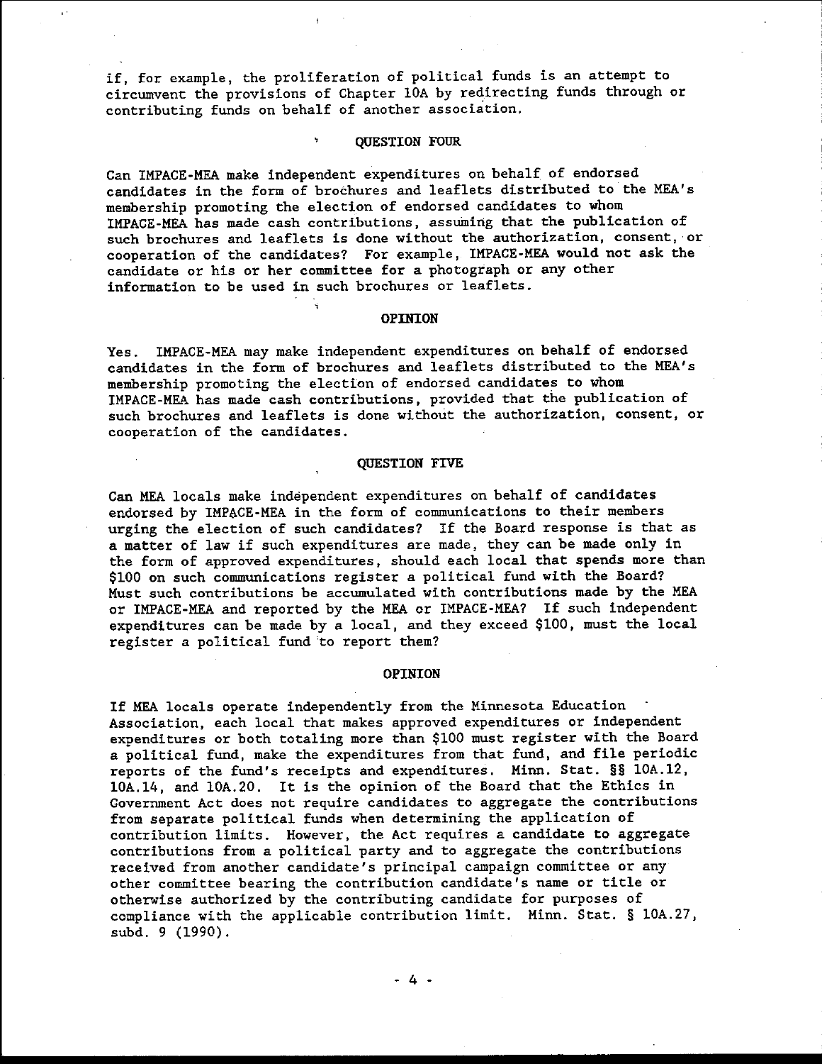if, for example, the proliferation of political funds is an attempt to circumvent the provisions of Chapter 10A by redirecting funds through or contributing funds on behalf of another association.

### QUESTION FOUR

Can IMPACE-MEA make independent expenditures on behalf of endorsed candidates in the form of brochures and leaflets distributed to the MEA's membership promoting the election of endorsed candidates to whom IMPACE-MEA has made cash contributions, assuming that the publication of such brochures and leaflets is done without the authorization, consent, or cooperation of the candidates? For example, IMPACE-MEA would not ask the candidate or his or her committee for a photograph or any other information to be used in such brochures or leaflets.

### OPINION

Yes. IMPACE-MEA may make independent expenditures on behalf of endorsed candidates in the form of brochures and leaflets distributed to the MEA's membership promoting the election of endorsed candidates to whom IMPACE-MEA has made cash contributions, provided that the publication of such brochures and leaflets is done without the authorization, consent, or cooperation of the candidates.

### QUESTION FIVE

Can MEA locals make independent expenditures on behalf of candidates endorsed by IMPACE-MEA in the form of communications to their members urging the election of such candidates? If the Board response is that as a matter of law if such expenditures are made, they can be made only in the form of approved expenditures, should each local that spends more than $100 on such communications register a political fund with the Board? Must such contributions be accumulated with contributions made by the MEA or IMPACE-MEA and reported by the MEA or IMPACE-MEA? If such independent expenditures can be made by a local, and they exceed $100, must the local register a political fund to report them?

### OPINION

If MEA locals operate independently from the Minnesota Education Association, each local that makes approved expenditures or independent expenditures or both totaling more than $100 must register with the Board a political fund, make the expenditures from that fund, and file periodic reports of the fund's receipts and expenditures. Minn. Stat. §§ 10A.12, 10A.14, and 10A.20. It is the opinion of the Board that the Ethics in Government Act does not require candidates to aggregate the contributions from separate political funds when determining the application of contribution limits. However, the Act requires a candidate to aggregate contributions from a political party and to aggregate the contributions received from another candidate's principal campaign committee or any other committee bearing the contribution candidate's name or title or otherwise authorized by the contributing candidate for purposes of compliance with the applicable contribution limit. Minn. Stat. § 10A.27, subd. 9 (1990).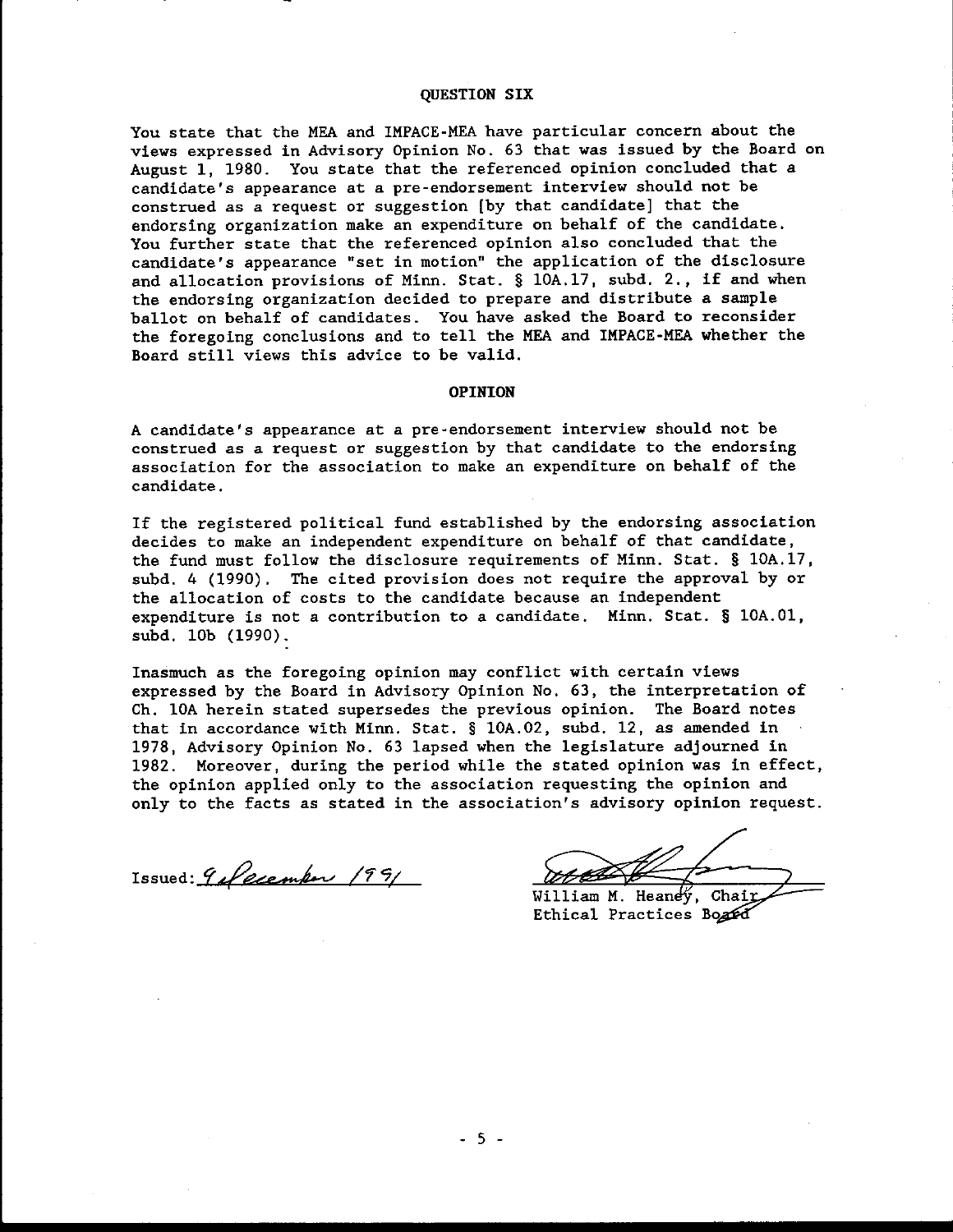## QUESTION SIX

You state that the MEA and IMPACE-MEA have particular concern about the views expressed in Advisory Opinion No. 63 that was issued by the Board on August 1, 1980. You state that the referenced opinion concluded that a candidate's appearance at a pre-endorsement interview should not be construed as a request or suggestion [by that candidate] that the endorsing organization make an expenditure on behalf of the candidate. You further state that the referenced opinion also concluded that the candidate's appearance "set in motion" the application of the disclosure and allocation provisions of Minn. Stat. § 10A.17, subd. 2., if and when the endorsing organization decided to prepare and distribute a sample ballot on behalf of candidates. You have asked the Board to reconsider the foregoing conclusions and to tell the MEA and IMPACE-MEA whether the Board still views this advice to be valid.

## OPINION

A candidate's appearance at a pre-endorsement interview should not be construed as a request or suggestion by that candidate to the endorsing association for the association to make an expenditure on behalf of the candidate.

If the registered political fund established by the endorsing association decides to make an independent expenditure on behalf of that candidate, the fund must follow the disclosure requirements of Minn. Stat. § 10A.17, subd. 4 (1990). The cited provision does not require the approval by or the allocation of costs to the candidate because an independent expenditure is not a contribution to a candidate. Minn. Stat. § 10A.01, subd. 10b (1990).

Inasmuch as the foregoing opinion may conflict with certain views expressed by the Board in Advisory Opinion No. 63, the interpretation of Ch. 10A herein stated supersedes the previous opinion. The Board notes that in accordance with Minn. Stat. § 10A.02, subd. 12, as amended in 1978, Advisory Opinion No. 63 lapsed when the legislature adjourned in 1982. Moreover, during the period while the stated opinion was in effect, the opinion applied only to the association requesting the opinion and only to the facts as stated in the association's advisory opinion request.

Issued: 9 December 1991

William M. Heaney, Chair
Ethical Practices Board